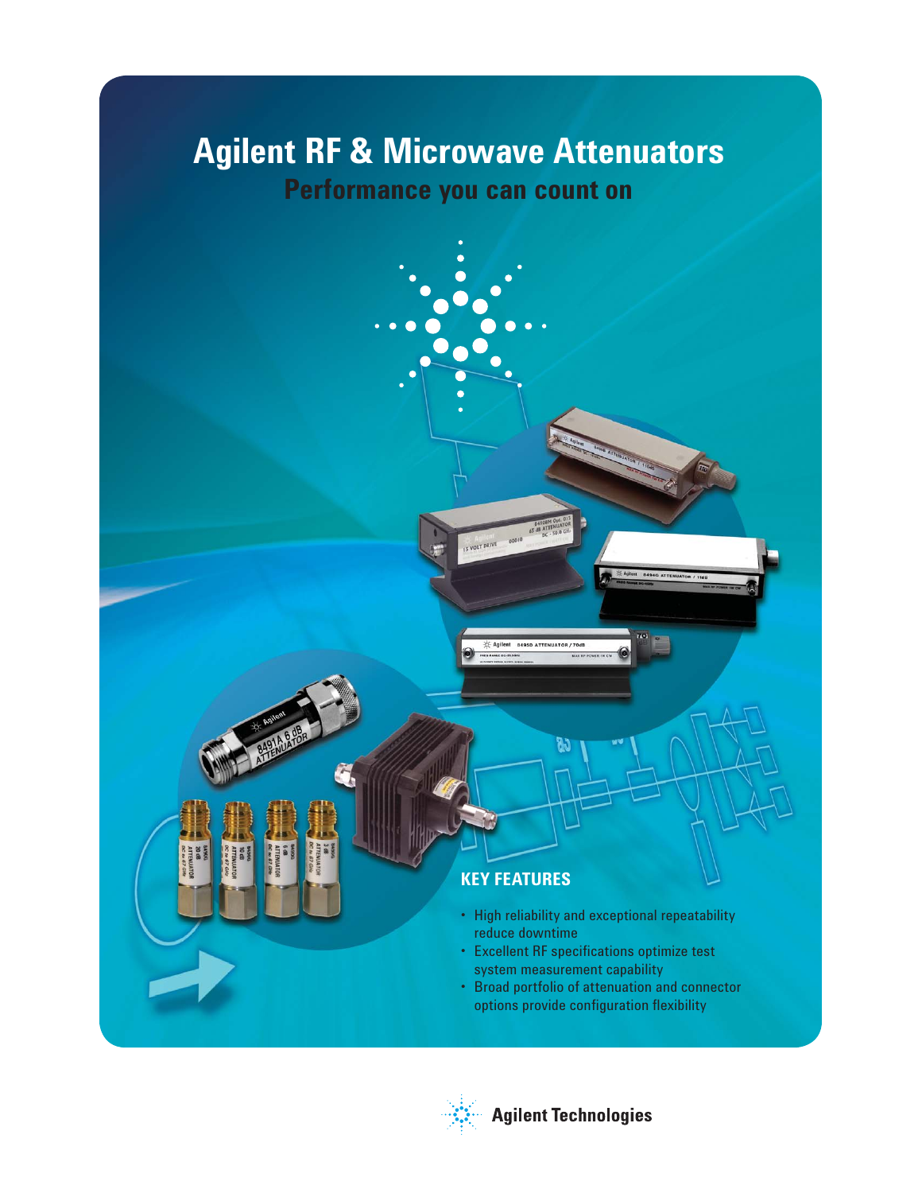# Agilent RF & Microwave Attenuators

## Performance you can count on

### KEY FEATURES

- High reliability and exceptional repeatability reduce downtime
- Excellent RF specifications optimize test system measurement capability
- Broad portfolio of attenuation and connector options provide configuration flexibility

Agilent Technologies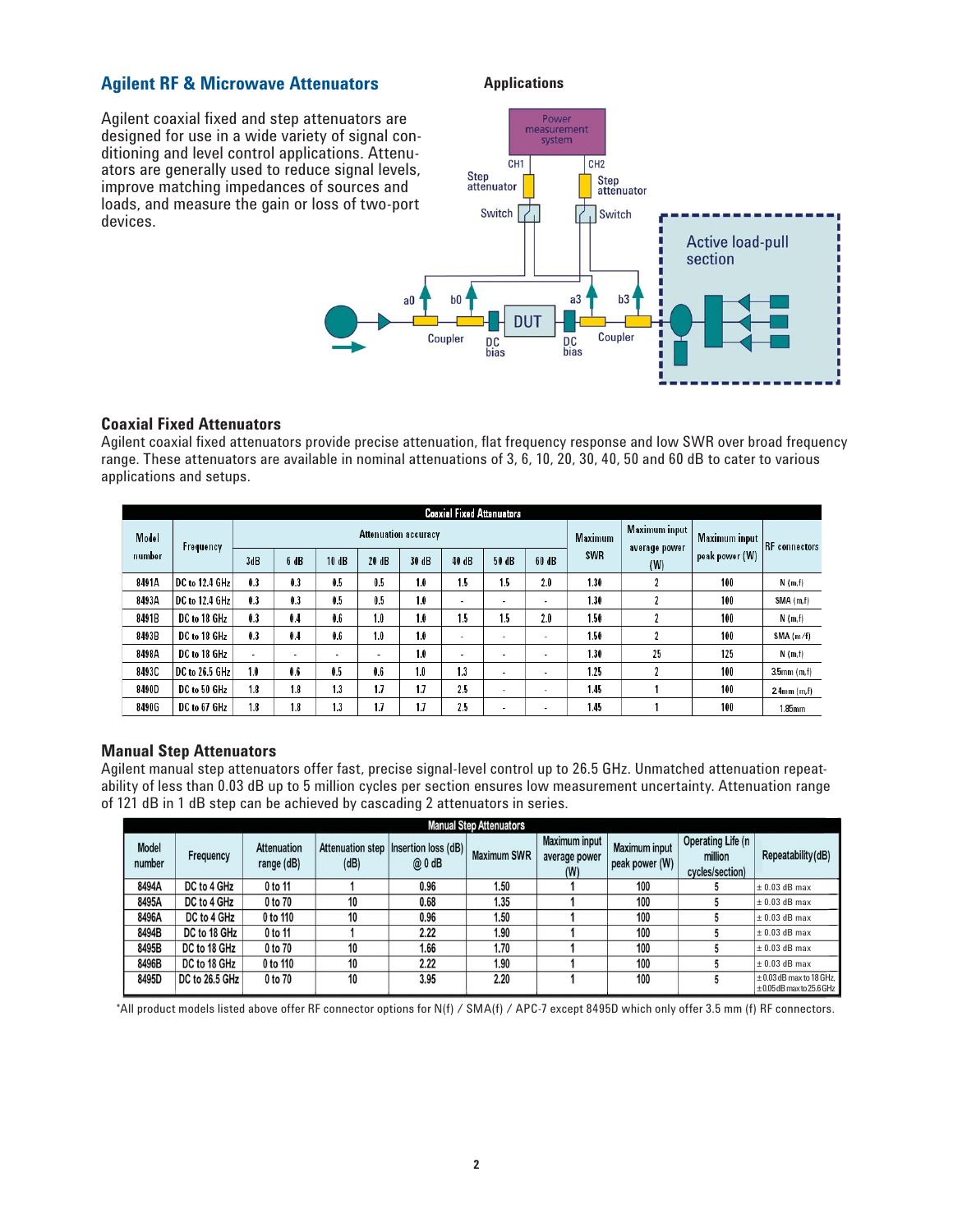## Agilent RF & Microwave Attenuators

Agilent coaxial fixed and step attenuators are designed for use in a wide variety of signal conditioning and level control applications. Attenuators are generally used to reduce signal levels, improve matching impedances of sources and loads, and measure the gain or loss of two-port devices.

**Applications**

Power measurement system
CH1 CH2
Step attenuator
Step attenuator
Switch
Switch
Active load-pull section
a0 b0 a3 b3
DUT
Coupler
DC bias
DC bias
Coupler

### Coaxial Fixed Attenuators

Agilent coaxial fixed attenuators provide precise attenuation, flat frequency response and low SWR over broad frequency range. These attenuators are available in nominal attenuations of 3, 6, 10, 20, 30, 40, 50 and 60 dB to cater to various applications and setups.

**Coaxial Fixed Attenuators**

| Model number | Frequency | Attenuation accuracy | | | | | | | | Maximum SWR | Maximum input average power (W) | Maximum input peak power (W) | RF connectors |
|---|---|---|---|---|---|---|---|---|---|---|---|---|---|
| | | 3dB | 6 dB | 10 dB | 20 dB | 30 dB | 40 dB | 50 dB | 60 dB | | | | |
| 8491A | DC to 12.4 GHz | 0.3 | 0.3 | 0.5 | 0.5 | 1.0 | 1.5 | 1.5 | 2.0 | 1.30 | 2 | 100 | N (m,f) |
| 8493A | DC to 12.4 GHz | 0.3 | 0.3 | 0.5 | 0.5 | 1.0 | - | - | - | 1.30 | 2 | 100 | SMA (m,f) |
| 8491B | DC to 18 GHz | 0.3 | 0.4 | 0.6 | 1.0 | 1.0 | 1.5 | 1.5 | 2.0 | 1.50 | 2 | 100 | N (m,f) |
| 8493B | DC to 18 GHz | 0.3 | 0.4 | 0.6 | 1.0 | 1.0 | - | - | - | 1.50 | 2 | 100 | SMA (m/f) |
| 8498A | DC to 18 GHz | - | - | - | - | 1.0 | - | - | - | 1.30 | 25 | 125 | N (m,f) |
| 8493C | DC to 26.5 GHz | 1.0 | 0.6 | 0.5 | 0.6 | 1.0 | 1.3 | - | - | 1.25 | 2 | 100 | 3.5mm (m,f) |
| 8490D | DC to 50 GHz | 1.8 | 1.8 | 1.3 | 1.7 | 1.7 | 2.5 | - | - | 1.45 | 1 | 100 | 2.4mm (m,f) |
| 8490G | DC to 67 GHz | 1.8 | 1.8 | 1.3 | 1.7 | 1.7 | 2.5 | - | - | 1.45 | 1 | 100 | 1.85mm |

### Manual Step Attenuators

Agilent manual step attenuators offer fast, precise signal-level control up to 26.5 GHz. Unmatched attenuation repeatability of less than 0.03 dB up to 5 million cycles per section ensures low measurement uncertainty. Attenuation range of 121 dB in 1 dB step can be achieved by cascading 2 attenuators in series.

**Manual Step Attenuators**

| Model number | Frequency | Attenuation range (dB) | Attenuation step (dB) | Insertion loss (dB) @ 0 dB | Maximum SWR | Maximum input average power (W) | Maximum input peak power (W) | Operating Life (in million cycles/section) | Repeatability (dB) |
|---|---|---|---|---|---|---|---|---|---|
| 8494A | DC to 4 GHz | 0 to 11 | 1 | 0.96 | 1.50 | 1 | 100 | 5 | ± 0.03 dB max |
| 8495A | DC to 4 GHz | 0 to 70 | 10 | 0.68 | 1.35 | 1 | 100 | 5 | ± 0.03 dB max |
| 8496A | DC to 4 GHz | 0 to 110 | 10 | 0.96 | 1.50 | 1 | 100 | 5 | ± 0.03 dB max |
| 8494B | DC to 18 GHz | 0 to 11 | 1 | 2.22 | 1.90 | 1 | 100 | 5 | ± 0.03 dB max |
| 8495B | DC to 18 GHz | 0 to 70 | 10 | 1.66 | 1.70 | 1 | 100 | 5 | ± 0.03 dB max |
| 8496B | DC to 18 GHz | 0 to 110 | 10 | 2.22 | 1.90 | 1 | 100 | 5 | ± 0.03 dB max |
| 8495D | DC to 26.5 GHz | 0 to 70 | 10 | 3.95 | 2.20 | 1 | 100 | 5 | ±0.03 dB max to 18 GHz, ±0.05 dB max to 25.6 GHz |

*All product models listed above offer RF connector options for N(f) / SMA(f) / APC-7 except 8495D which only offer 3.5 mm (f) RF connectors.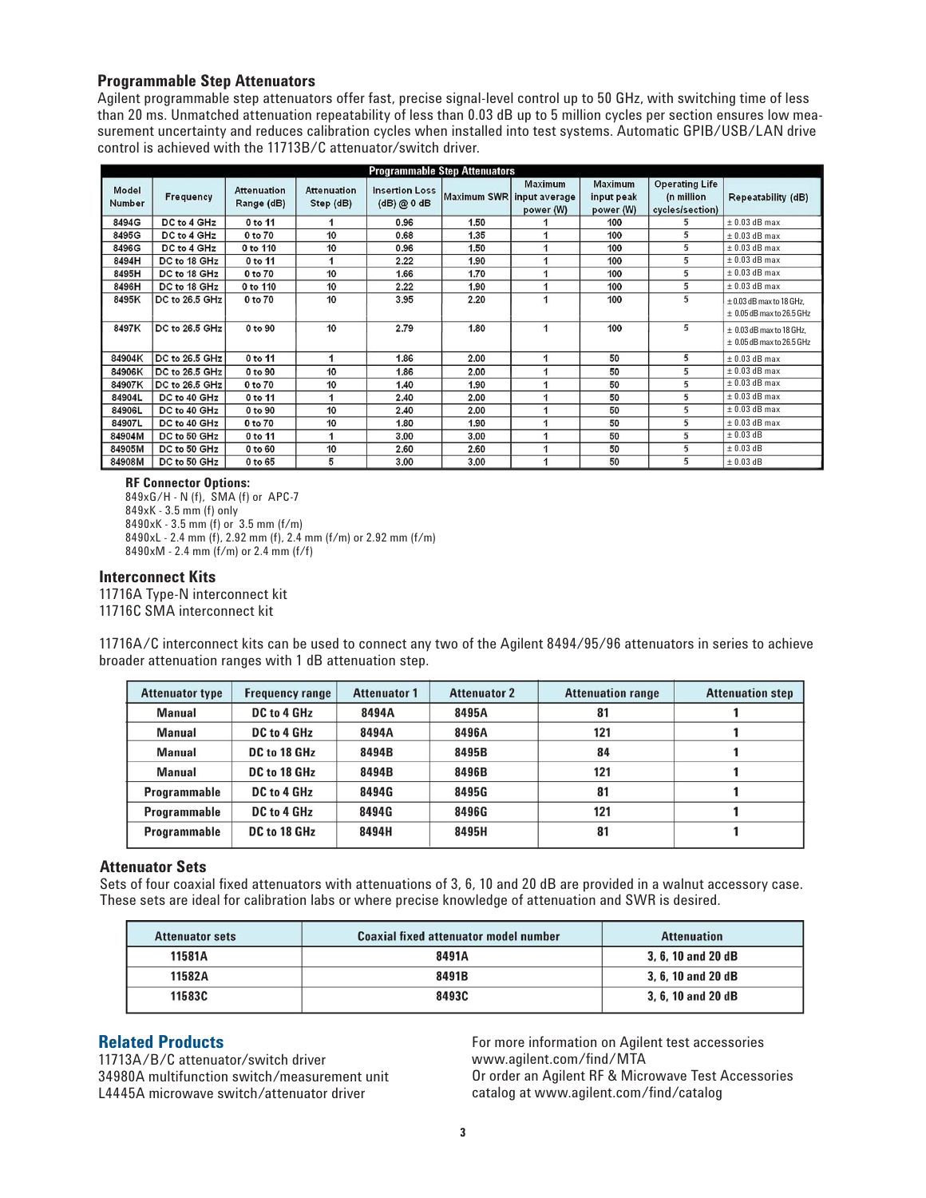## Programmable Step Attenuators

Agilent programmable step attenuators offer fast, precise signal-level control up to 50 GHz, with switching time of less than 20 ms. Unmatched attenuation repeatability of less than 0.03 dB up to 5 million cycles per section ensures low measurement uncertainty and reduces calibration cycles when installed into test systems. Automatic GPIB/USB/LAN drive control is achieved with the 11713B/C attenuator/switch driver.

**Programmable Step Attenuators**

| Model Number | Frequency | Attenuation Range (dB) | Attenuation Step (dB) | Insertion Loss (dB) @ 0 dB | Maximum SWR | Maximum input average power (W) | Maximum input peak power (W) | Operating Life (n million cycles/section) | Repeatability (dB) |
|---|---|---|---|---|---|---|---|---|---|
| 8494G | DC to 4 GHz | 0 to 11 | 1 | 0.96 | 1.50 | 1 | 100 | 5 | ± 0.03 dB max |
| 8495G | DC to 4 GHz | 0 to 70 | 10 | 0.68 | 1.35 | 1 | 100 | 5 | ± 0.03 dB max |
| 8496G | DC to 4 GHz | 0 to 110 | 10 | 0.96 | 1.50 | 1 | 100 | 5 | ± 0.03 dB max |
| 8494H | DC to 18 GHz | 0 to 11 | 1 | 2.22 | 1.90 | 1 | 100 | 5 | ± 0.03 dB max |
| 8495H | DC to 18 GHz | 0 to 70 | 10 | 1.66 | 1.70 | 1 | 100 | 5 | ± 0.03 dB max |
| 8496H | DC to 18 GHz | 0 to 110 | 10 | 2.22 | 1.90 | 1 | 100 | 5 | ± 0.03 dB max |
| 8495K | DC to 26.5 GHz | 0 to 70 | 10 | 3.95 | 2.20 | 1 | 100 | 5 | ± 0.03 dB max to 18 GHz, ± 0.05 dB max to 26.5 GHz |
| 8497K | DC to 26.5 GHz | 0 to 90 | 10 | 2.79 | 1.80 | 1 | 100 | 5 | ± 0.03 dB max to 18 GHz, ± 0.05 dB max to 26.5 GHz |
| 84904K | DC to 26.5 GHz | 0 to 11 | 1 | 1.86 | 2.00 | 1 | 50 | 5 | ± 0.03 dB max |
| 84906K | DC to 26.5 GHz | 0 to 90 | 10 | 1.86 | 2.00 | 1 | 50 | 5 | ± 0.03 dB max |
| 84907K | DC to 26.5 GHz | 0 to 70 | 10 | 1.40 | 1.90 | 1 | 50 | 5 | ± 0.03 dB max |
| 84904L | DC to 40 GHz | 0 to 11 | 1 | 2.40 | 2.00 | 1 | 50 | 5 | ± 0.03 dB max |
| 84906L | DC to 40 GHz | 0 to 90 | 10 | 2.40 | 2.00 | 1 | 50 | 5 | ± 0.03 dB max |
| 84907L | DC to 40 GHz | 0 to 70 | 10 | 1.80 | 1.90 | 1 | 50 | 5 | ± 0.03 dB max |
| 84904M | DC to 50 GHz | 0 to 11 | 1 | 3.00 | 3.00 | 1 | 50 | 5 | ± 0.03 dB |
| 84905M | DC to 50 GHz | 0 to 60 | 10 | 2.60 | 2.60 | 1 | 50 | 5 | ± 0.03 dB |
| 84908M | DC to 50 GHz | 0 to 65 | 5 | 3.00 | 3.00 | 1 | 50 | 5 | ± 0.03 dB |

**RF Connector Options:**

849xG/H - N (f), SMA (f) or APC-7
849xK - 3.5 mm (f) only
8490xK - 3.5 mm (f) or 3.5 mm (f/m)
8490xL - 2.4 mm (f), 2.92 mm (f), 2.4 mm (f/m) or 2.92 mm (f/m)
8490xM - 2.4 mm (f/m) or 2.4 mm (f/f)

## Interconnect Kits

11716A Type-N interconnect kit
11716C SMA interconnect kit

11716A/C interconnect kits can be used to connect any two of the Agilent 8494/95/96 attenuators in series to achieve broader attenuation ranges with 1 dB attenuation step.

| Attenuator type | Frequency range | Attenuator 1 | Attenuator 2 | Attenuation range | Attenuation step |
|---|---|---|---|---|---|
| Manual | DC to 4 GHz | 8494A | 8495A | 81 | 1 |
| Manual | DC to 4 GHz | 8494A | 8496A | 121 | 1 |
| Manual | DC to 18 GHz | 8494B | 8495B | 84 | 1 |
| Manual | DC to 18 GHz | 8494B | 8496B | 121 | 1 |
| Programmable | DC to 4 GHz | 8494G | 8495G | 81 | 1 |
| Programmable | DC to 4 GHz | 8494G | 8496G | 121 | 1 |
| Programmable | DC to 18 GHz | 8494H | 8495H | 81 | 1 |

## Attenuator Sets

Sets of four coaxial fixed attenuators with attenuations of 3, 6, 10 and 20 dB are provided in a walnut accessory case. These sets are ideal for calibration labs or where precise knowledge of attenuation and SWR is desired.

| Attenuator sets | Coaxial fixed attenuator model number | Attenuation |
|---|---|---|
| 11581A | 8491A | 3, 6, 10 and 20 dB |
| 11582A | 8491B | 3, 6, 10 and 20 dB |
| 11583C | 8493C | 3, 6, 10 and 20 dB |

## Related Products

11713A/B/C attenuator/switch driver
34980A multifunction switch/measurement unit
L4445A microwave switch/attenuator driver

For more information on Agilent test accessories
www.agilent.com/find/MTA
Or order an Agilent RF & Microwave Test Accessories catalog at www.agilent.com/find/catalog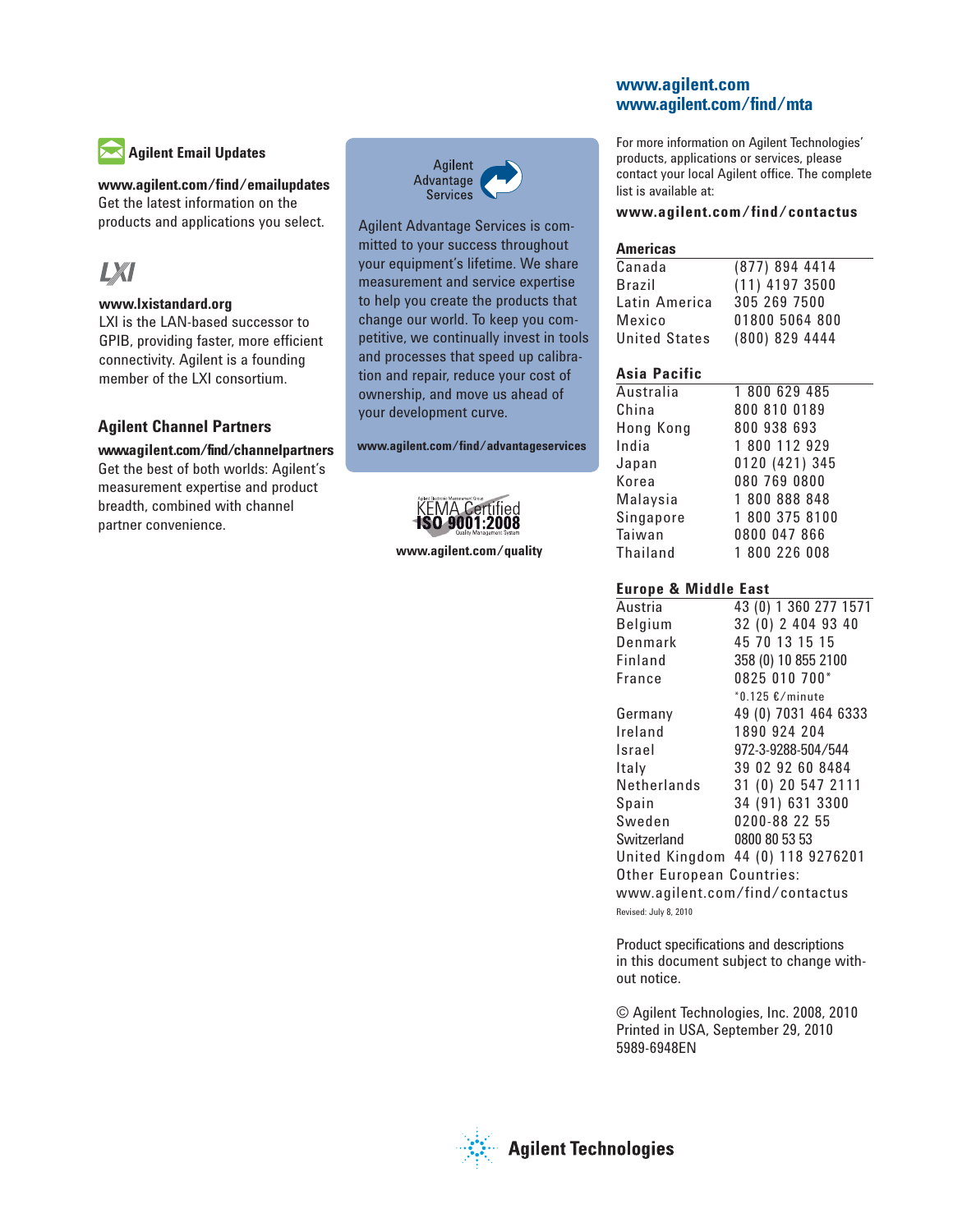### Agilent Email Updates

**www.agilent.com/find/emailupdates**
Get the latest information on the products and applications you select.

LXI

**www.lxistandard.org**
LXI is the LAN-based successor to GPIB, providing faster, more efficient connectivity. Agilent is a founding member of the LXI consortium.

### Agilent Channel Partners

**wwwagilent.com/find/channelpartners**
Get the best of both worlds: Agilent's measurement expertise and product breadth, combined with channel partner convenience.

Agilent Advantage Services

Agilent Advantage Services is committed to your success throughout your equipment's lifetime. We share measurement and service expertise to help you create the products that change our world. To keep you competitive, we continually invest in tools and processes that speed up calibration and repair, reduce your cost of ownership, and move us ahead of your development curve.

**www.agilent.com/find/advantageservices**

Agilent Electronic Measurement Group
KEMA Certified
ISO 9001:2008
Quality Management System

**www.agilent.com/quality**

**www.agilent.com**
**www.agilent.com/find/mta**

For more information on Agilent Technologies' products, applications or services, please contact your local Agilent office. The complete list is available at:

**www.agilent.com/find/contactus**

**Americas**

| | |
|---|---|
| Canada | (877) 894 4414 |
| Brazil | (11) 4197 3500 |
| Latin America | 305 269 7500 |
| Mexico | 01800 5064 800 |
| United States | (800) 829 4444 |

**Asia Pacific**

| | |
|---|---|
| Australia | 1 800 629 485 |
| China | 800 810 0189 |
| Hong Kong | 800 938 693 |
| India | 1 800 112 929 |
| Japan | 0120 (421) 345 |
| Korea | 080 769 0800 |
| Malaysia | 1 800 888 848 |
| Singapore | 1 800 375 8100 |
| Taiwan | 0800 047 866 |
| Thailand | 1 800 226 008 |

**Europe & Middle East**

| | |
|---|---|
| Austria | 43 (0) 1 360 277 1571 |
| Belgium | 32 (0) 2 404 93 40 |
| Denmark | 45 70 13 15 15 |
| Finland | 358 (0) 10 855 2100 |
| France | 0825 010 700* |
| | *0.125 €/minute |
| Germany | 49 (0) 7031 464 6333 |
| Ireland | 1890 924 204 |
| Israel | 972-3-9288-504/544 |
| Italy | 39 02 92 60 8484 |
| Netherlands | 31 (0) 20 547 2111 |
| Spain | 34 (91) 631 3300 |
| Sweden | 0200-88 22 55 |
| Switzerland | 0800 80 53 53 |
| United Kingdom | 44 (0) 118 9276201 |

Other European Countries:
www.agilent.com/find/contactus

Revised: July 8, 2010

Product specifications and descriptions in this document subject to change without notice.

© Agilent Technologies, Inc. 2008, 2010
Printed in USA, September 29, 2010
5989-6948EN

Agilent Technologies